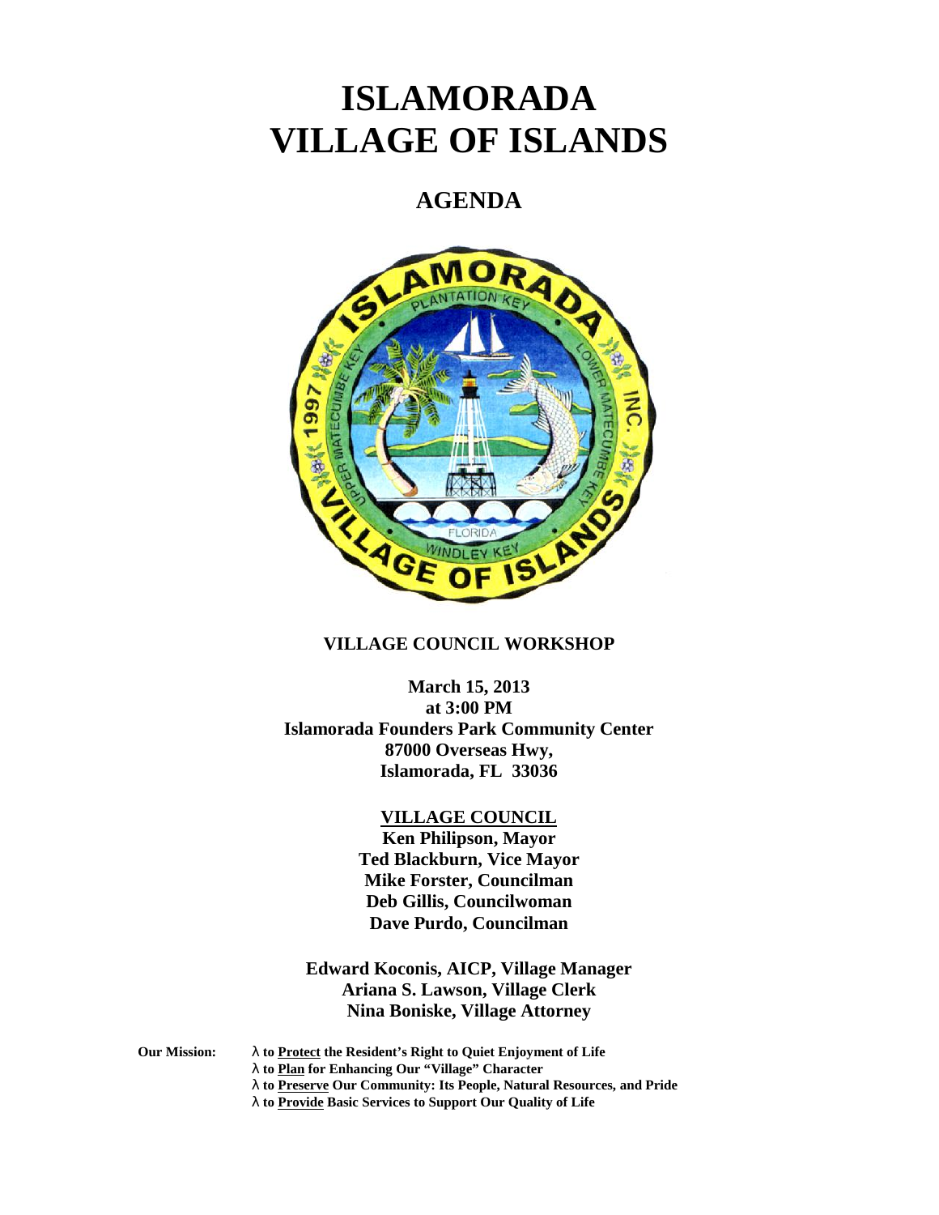# ISLAMORADA VILLAGE OF ISLANDS

## AGENDA

### VILLAGE COUNCIL WORKSHOP

**March 15, 2013**
**at 3:00 PM**
**Islamorada Founders Park Community Center**
**87000 Overseas Hwy,**
**Islamorada, FL 33036**

**VILLAGE COUNCIL**

**Ken Philipson, Mayor**
**Ted Blackburn, Vice Mayor**
**Mike Forster, Councilman**
**Deb Gillis, Councilwoman**
**Dave Purdo, Councilman**

**Edward Koconis, AICP, Village Manager**
**Ariana S. Lawson, Village Clerk**
**Nina Boniske, Village Attorney**

**Our Mission:**

- **to Protect the Resident's Right to Quiet Enjoyment of Life**
- **to Plan for Enhancing Our "Village" Character**
- **to Preserve Our Community: Its People, Natural Resources, and Pride**
- **to Provide Basic Services to Support Our Quality of Life**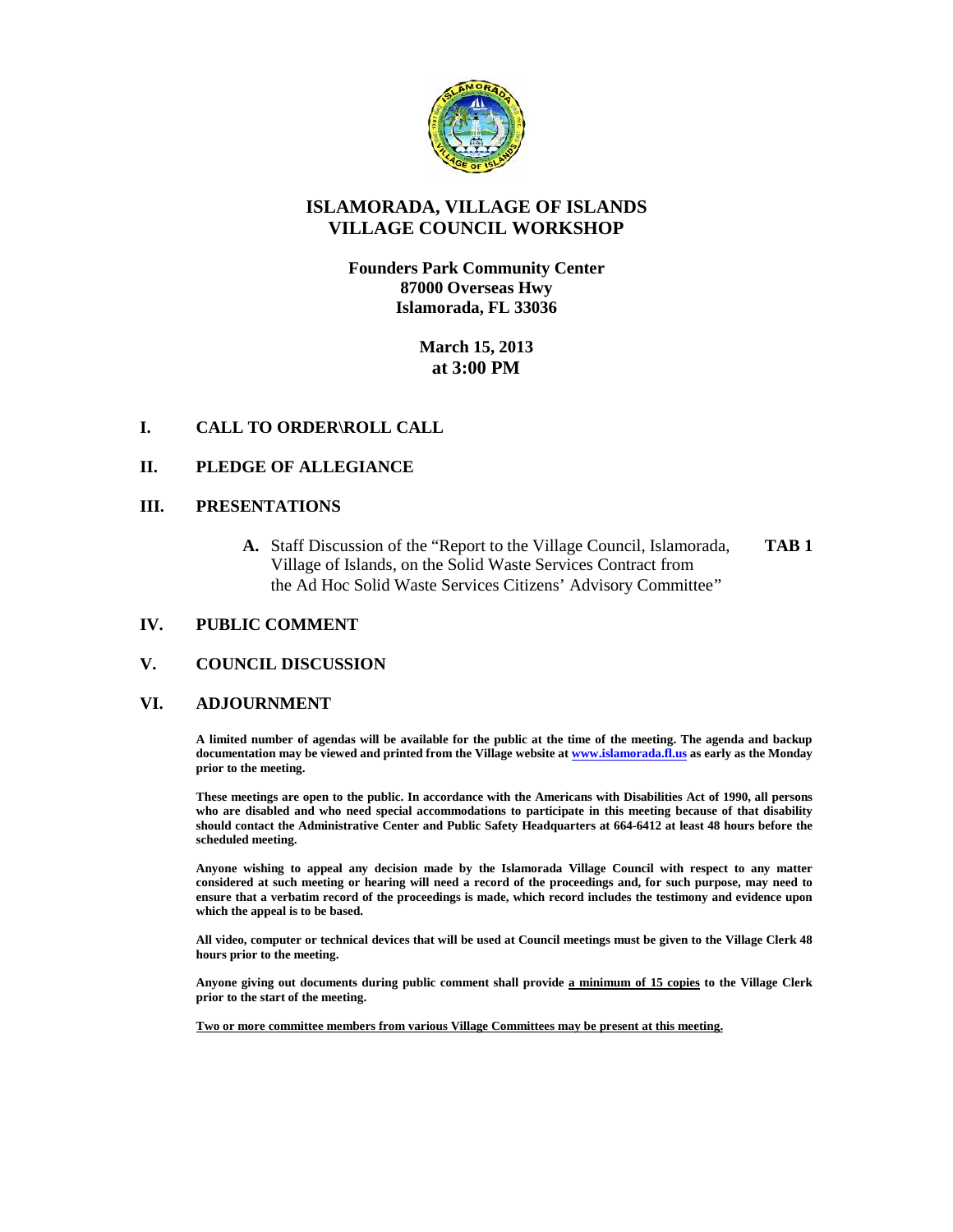# ISLAMORADA, VILLAGE OF ISLANDS
# VILLAGE COUNCIL WORKSHOP

**Founders Park Community Center**
**87000 Overseas Hwy**
**Islamorada, FL 33036**

**March 15, 2013**
**at 3:00 PM**

## I. CALL TO ORDER\ROLL CALL

## II. PLEDGE OF ALLEGIANCE

## III. PRESENTATIONS

**A.** Staff Discussion of the "Report to the Village Council, Islamorada, Village of Islands, on the Solid Waste Services Contract from the Ad Hoc Solid Waste Services Citizens' Advisory Committee" **TAB 1**

## IV. PUBLIC COMMENT

## V. COUNCIL DISCUSSION

## VI. ADJOURNMENT

**A limited number of agendas will be available for the public at the time of the meeting. The agenda and backup documentation may be viewed and printed from the Village website at www.islamorada.fl.us as early as the Monday prior to the meeting.**

**These meetings are open to the public. In accordance with the Americans with Disabilities Act of 1990, all persons who are disabled and who need special accommodations to participate in this meeting because of that disability should contact the Administrative Center and Public Safety Headquarters at 664-6412 at least 48 hours before the scheduled meeting.**

**Anyone wishing to appeal any decision made by the Islamorada Village Council with respect to any matter considered at such meeting or hearing will need a record of the proceedings and, for such purpose, may need to ensure that a verbatim record of the proceedings is made, which record includes the testimony and evidence upon which the appeal is to be based.**

**All video, computer or technical devices that will be used at Council meetings must be given to the Village Clerk 48 hours prior to the meeting.**

**Anyone giving out documents during public comment shall provide a minimum of 15 copies to the Village Clerk prior to the start of the meeting.**

**Two or more committee members from various Village Committees may be present at this meeting.**